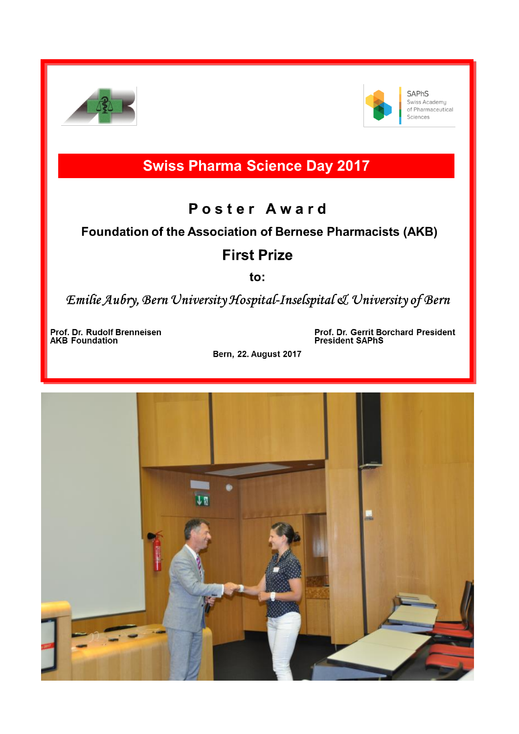SAPhS
Swiss Academy of Pharmaceutical Sciences

# Swiss Pharma Science Day 2017

## Poster Award

### Foundation of the Association of Bernese Pharmacists (AKB)

## First Prize

**to:**

*Emilie Aubry, Bern University Hospital-Inselspital & University of Bern*

**Prof. Dr. Rudolf Brenneisen**
**AKB Foundation**

**Prof. Dr. Gerrit Borchard President**
**President SAPhS**

**Bern, 22. August 2017**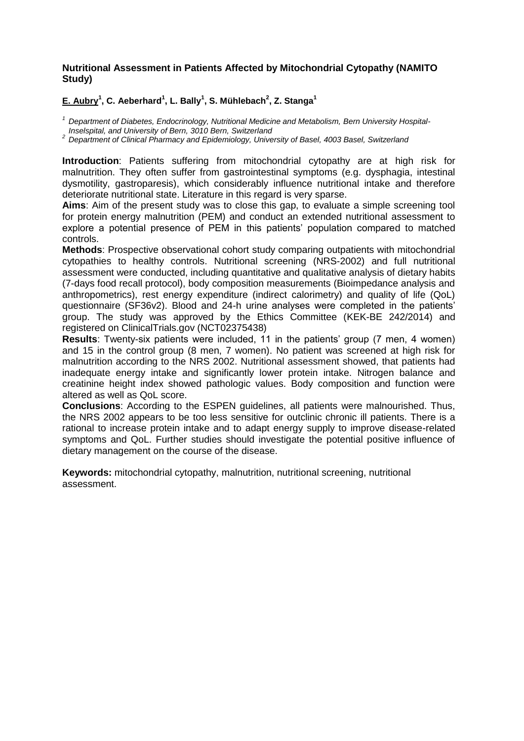# Nutritional Assessment in Patients Affected by Mitochondrial Cytopathy (NAMITO Study)

**E. Aubry[1], C. Aeberhard[1], L. Bally[1], S. Mühlebach[2], Z. Stanga[1]**

*[1] Department of Diabetes, Endocrinology, Nutritional Medicine and Metabolism, Bern University Hospital-Inselspital, and University of Bern, 3010 Bern, Switzerland*
*[2] Department of Clinical Pharmacy and Epidemiology, University of Basel, 4003 Basel, Switzerland*

**Introduction**: Patients suffering from mitochondrial cytopathy are at high risk for malnutrition. They often suffer from gastrointestinal symptoms (e.g. dysphagia, intestinal dysmotility, gastroparesis), which considerably influence nutritional intake and therefore deteriorate nutritional state. Literature in this regard is very sparse.
**Aims**: Aim of the present study was to close this gap, to evaluate a simple screening tool for protein energy malnutrition (PEM) and conduct an extended nutritional assessment to explore a potential presence of PEM in this patients' population compared to matched controls.
**Methods**: Prospective observational cohort study comparing outpatients with mitochondrial cytopathies to healthy controls. Nutritional screening (NRS-2002) and full nutritional assessment were conducted, including quantitative and qualitative analysis of dietary habits (7-days food recall protocol), body composition measurements (Bioimpedance analysis and anthropometrics), rest energy expenditure (indirect calorimetry) and quality of life (QoL) questionnaire (SF36v2). Blood and 24-h urine analyses were completed in the patients' group. The study was approved by the Ethics Committee (KEK-BE 242/2014) and registered on ClinicalTrials.gov (NCT02375438)
**Results**: Twenty-six patients were included, 11 in the patients' group (7 men, 4 women) and 15 in the control group (8 men, 7 women). No patient was screened at high risk for malnutrition according to the NRS 2002. Nutritional assessment showed, that patients had inadequate energy intake and significantly lower protein intake. Nitrogen balance and creatinine height index showed pathologic values. Body composition and function were altered as well as QoL score.
**Conclusions**: According to the ESPEN guidelines, all patients were malnourished. Thus, the NRS 2002 appears to be too less sensitive for outclinic chronic ill patients. There is a rational to increase protein intake and to adapt energy supply to improve disease-related symptoms and QoL. Further studies should investigate the potential positive influence of dietary management on the course of the disease.

**Keywords:** mitochondrial cytopathy, malnutrition, nutritional screening, nutritional assessment.